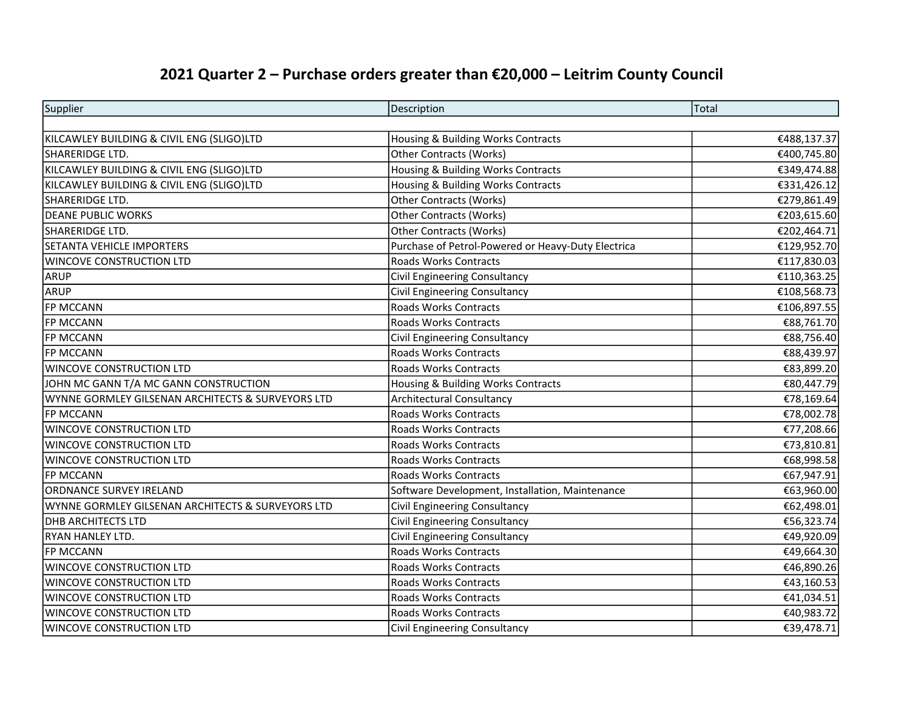# 2021 Quarter 2 – Purchase orders greater than €20,000 – Leitrim County Council

| Supplier | Description | Total |
|---|---|---|
| | | |
| KILCAWLEY BUILDING & CIVIL ENG (SLIGO)LTD | Housing & Building Works Contracts | €488,137.37 |
| SHARERIDGE LTD. | Other Contracts (Works) | €400,745.80 |
| KILCAWLEY BUILDING & CIVIL ENG (SLIGO)LTD | Housing & Building Works Contracts | €349,474.88 |
| KILCAWLEY BUILDING & CIVIL ENG (SLIGO)LTD | Housing & Building Works Contracts | €331,426.12 |
| SHARERIDGE LTD. | Other Contracts (Works) | €279,861.49 |
| DEANE PUBLIC WORKS | Other Contracts (Works) | €203,615.60 |
| SHARERIDGE LTD. | Other Contracts (Works) | €202,464.71 |
| SETANTA VEHICLE IMPORTERS | Purchase of Petrol-Powered or Heavy-Duty Electrica | €129,952.70 |
| WINCOVE CONSTRUCTION LTD | Roads Works Contracts | €117,830.03 |
| ARUP | Civil Engineering Consultancy | €110,363.25 |
| ARUP | Civil Engineering Consultancy | €108,568.73 |
| FP MCCANN | Roads Works Contracts | €106,897.55 |
| FP MCCANN | Roads Works Contracts | €88,761.70 |
| FP MCCANN | Civil Engineering Consultancy | €88,756.40 |
| FP MCCANN | Roads Works Contracts | €88,439.97 |
| WINCOVE CONSTRUCTION LTD | Roads Works Contracts | €83,899.20 |
| JOHN MC GANN T/A MC GANN CONSTRUCTION | Housing & Building Works Contracts | €80,447.79 |
| WYNNE GORMLEY GILSENAN ARCHITECTS & SURVEYORS LTD | Architectural Consultancy | €78,169.64 |
| FP MCCANN | Roads Works Contracts | €78,002.78 |
| WINCOVE CONSTRUCTION LTD | Roads Works Contracts | €77,208.66 |
| WINCOVE CONSTRUCTION LTD | Roads Works Contracts | €73,810.81 |
| WINCOVE CONSTRUCTION LTD | Roads Works Contracts | €68,998.58 |
| FP MCCANN | Roads Works Contracts | €67,947.91 |
| ORDNANCE SURVEY IRELAND | Software Development, Installation, Maintenance | €63,960.00 |
| WYNNE GORMLEY GILSENAN ARCHITECTS & SURVEYORS LTD | Civil Engineering Consultancy | €62,498.01 |
| DHB ARCHITECTS LTD | Civil Engineering Consultancy | €56,323.74 |
| RYAN HANLEY LTD. | Civil Engineering Consultancy | €49,920.09 |
| FP MCCANN | Roads Works Contracts | €49,664.30 |
| WINCOVE CONSTRUCTION LTD | Roads Works Contracts | €46,890.26 |
| WINCOVE CONSTRUCTION LTD | Roads Works Contracts | €43,160.53 |
| WINCOVE CONSTRUCTION LTD | Roads Works Contracts | €41,034.51 |
| WINCOVE CONSTRUCTION LTD | Roads Works Contracts | €40,983.72 |
| WINCOVE CONSTRUCTION LTD | Civil Engineering Consultancy | €39,478.71 |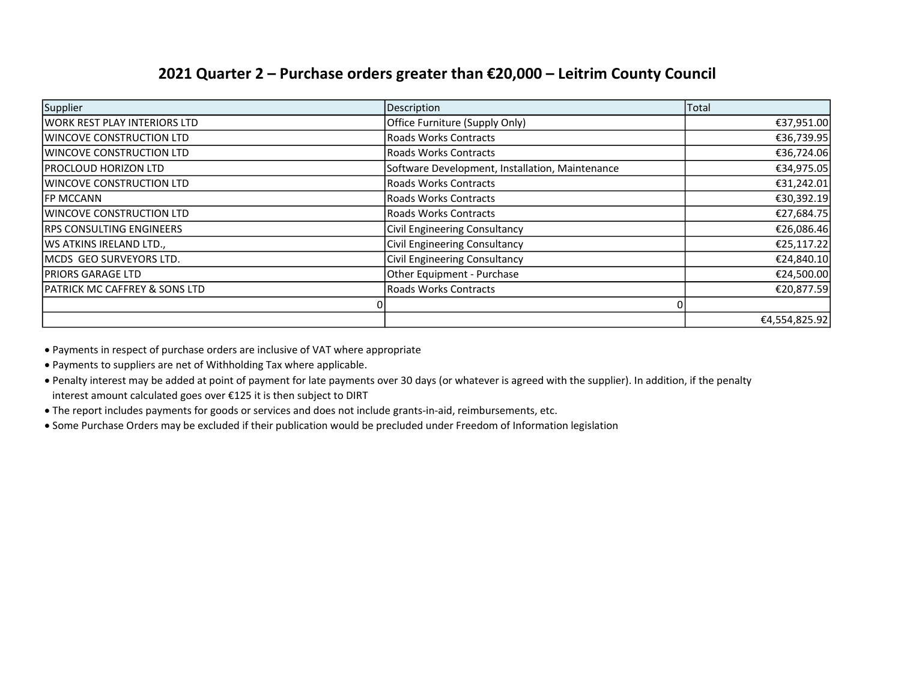## 2021 Quarter 2 – Purchase orders greater than €20,000 – Leitrim County Council

| Supplier | Description | Total |
|---|---|---|
| WORK REST PLAY INTERIORS LTD | Office Furniture (Supply Only) | €37,951.00 |
| WINCOVE CONSTRUCTION LTD | Roads Works Contracts | €36,739.95 |
| WINCOVE CONSTRUCTION LTD | Roads Works Contracts | €36,724.06 |
| PROCLOUD HORIZON LTD | Software Development, Installation, Maintenance | €34,975.05 |
| WINCOVE CONSTRUCTION LTD | Roads Works Contracts | €31,242.01 |
| FP MCCANN | Roads Works Contracts | €30,392.19 |
| WINCOVE CONSTRUCTION LTD | Roads Works Contracts | €27,684.75 |
| RPS CONSULTING ENGINEERS | Civil Engineering Consultancy | €26,086.46 |
| WS ATKINS IRELAND LTD., | Civil Engineering Consultancy | €25,117.22 |
| MCDS GEO SURVEYORS LTD. | Civil Engineering Consultancy | €24,840.10 |
| PRIORS GARAGE LTD | Other Equipment - Purchase | €24,500.00 |
| PATRICK MC CAFFREY & SONS LTD | Roads Works Contracts | €20,877.59 |
| 0 | 0 | |
| | | €4,554,825.92 |

- Payments in respect of purchase orders are inclusive of VAT where appropriate
- Payments to suppliers are net of Withholding Tax where applicable.
- Penalty interest may be added at point of payment for late payments over 30 days (or whatever is agreed with the supplier). In addition, if the penalty interest amount calculated goes over €125 it is then subject to DIRT
- The report includes payments for goods or services and does not include grants-in-aid, reimbursements, etc.
- Some Purchase Orders may be excluded if their publication would be precluded under Freedom of Information legislation